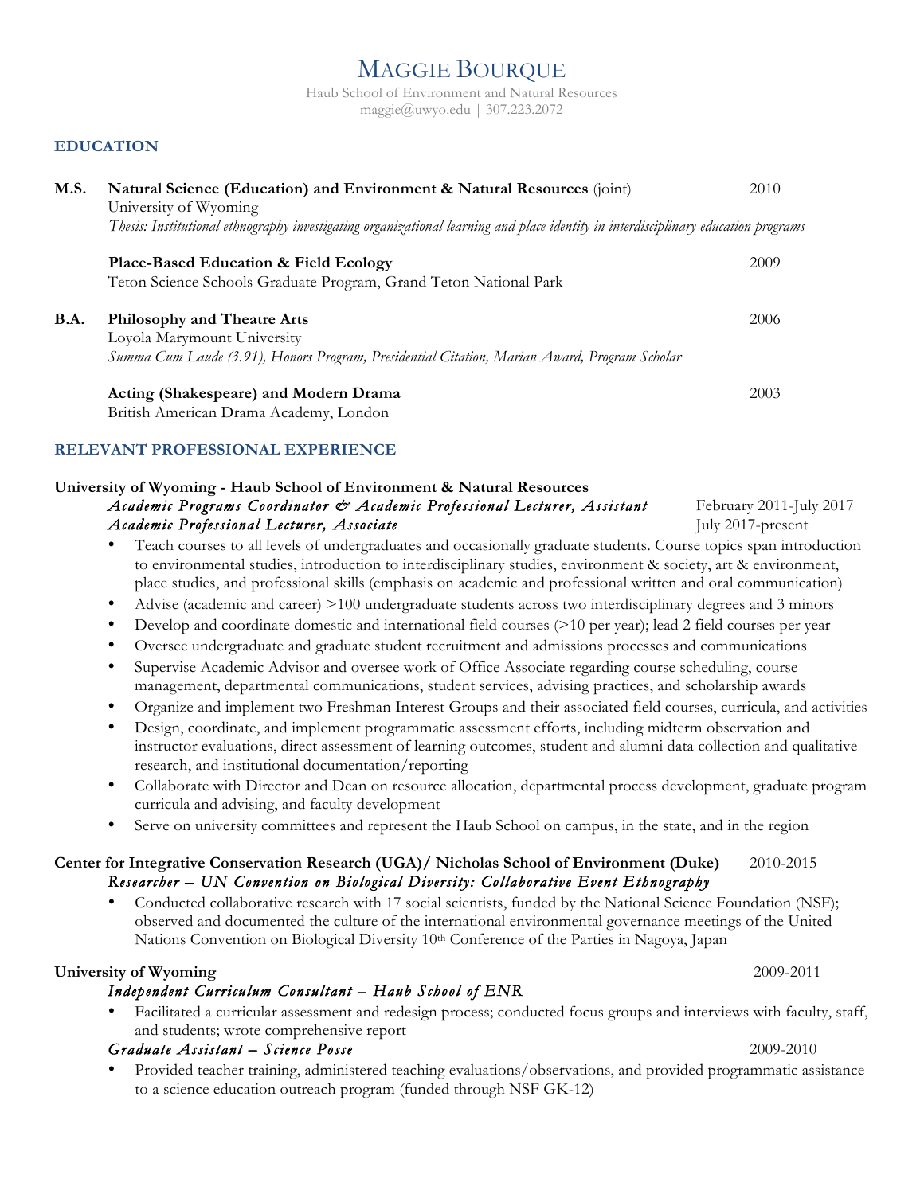# MAGGIE BOURQUE

Haub School of Environment and Natural Resources
maggie@uwyo.edu | 307.223.2072

## EDUCATION

**M.S.** **Natural Science (Education) and Environment & Natural Resources** (joint) — 2010
University of Wyoming
*Thesis: Institutional ethnography investigating organizational learning and place identity in interdisciplinary education programs*

**Place-Based Education & Field Ecology** — 2009
Teton Science Schools Graduate Program, Grand Teton National Park

**B.A.** **Philosophy and Theatre Arts** — 2006
Loyola Marymount University
*Summa Cum Laude (3.91), Honors Program, Presidential Citation, Marian Award, Program Scholar*

**Acting (Shakespeare) and Modern Drama** — 2003
British American Drama Academy, London

## RELEVANT PROFESSIONAL EXPERIENCE

**University of Wyoming - Haub School of Environment & Natural Resources**
*Academic Programs Coordinator & Academic Professional Lecturer, Assistant* — February 2011-July 2017
*Academic Professional Lecturer, Associate* — July 2017-present

- Teach courses to all levels of undergraduates and occasionally graduate students. Course topics span introduction to environmental studies, introduction to interdisciplinary studies, environment & society, art & environment, place studies, and professional skills (emphasis on academic and professional written and oral communication)
- Advise (academic and career) >100 undergraduate students across two interdisciplinary degrees and 3 minors
- Develop and coordinate domestic and international field courses (>10 per year); lead 2 field courses per year
- Oversee undergraduate and graduate student recruitment and admissions processes and communications
- Supervise Academic Advisor and oversee work of Office Associate regarding course scheduling, course management, departmental communications, student services, advising practices, and scholarship awards
- Organize and implement two Freshman Interest Groups and their associated field courses, curricula, and activities
- Design, coordinate, and implement programmatic assessment efforts, including midterm observation and instructor evaluations, direct assessment of learning outcomes, student and alumni data collection and qualitative research, and institutional documentation/reporting
- Collaborate with Director and Dean on resource allocation, departmental process development, graduate program curricula and advising, and faculty development
- Serve on university committees and represent the Haub School on campus, in the state, and in the region

**Center for Integrative Conservation Research (UGA)/ Nicholas School of Environment (Duke)** — 2010-2015
*Researcher – UN Convention on Biological Diversity: Collaborative Event Ethnography*

- Conducted collaborative research with 17 social scientists, funded by the National Science Foundation (NSF); observed and documented the culture of the international environmental governance meetings of the United Nations Convention on Biological Diversity 10th Conference of the Parties in Nagoya, Japan

**University of Wyoming** — 2009-2011
*Independent Curriculum Consultant – Haub School of ENR*

- Facilitated a curricular assessment and redesign process; conducted focus groups and interviews with faculty, staff, and students; wrote comprehensive report

*Graduate Assistant – Science Posse* — 2009-2010

- Provided teacher training, administered teaching evaluations/observations, and provided programmatic assistance to a science education outreach program (funded through NSF GK-12)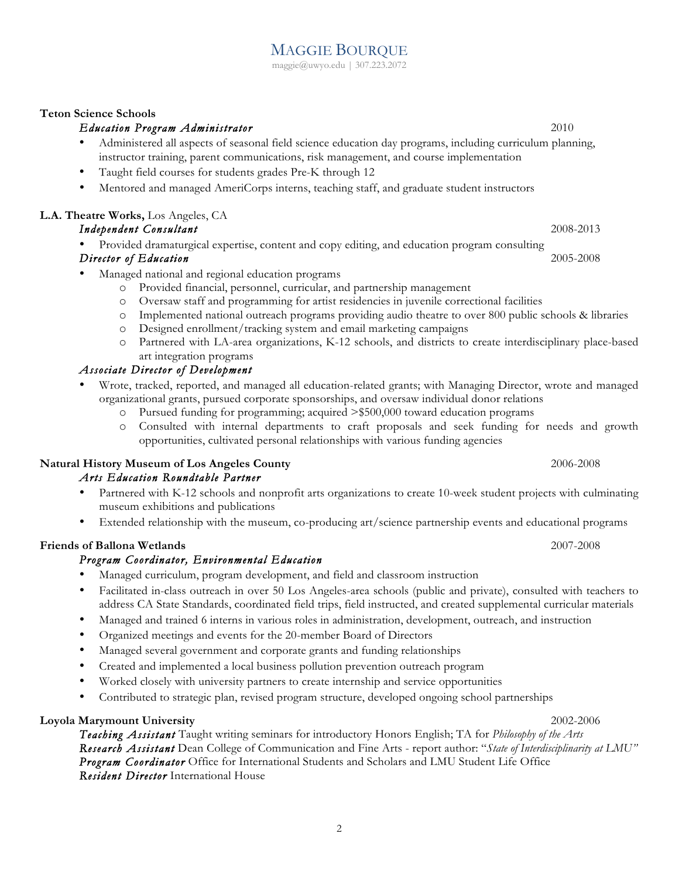# MAGGIE BOURQUE

maggie@uwyo.edu | 307.223.2072

**Teton Science Schools**

*Education Program Administrator* 2010

- Administered all aspects of seasonal field science education day programs, including curriculum planning, instructor training, parent communications, risk management, and course implementation
- Taught field courses for students grades Pre-K through 12
- Mentored and managed AmeriCorps interns, teaching staff, and graduate student instructors

**L.A. Theatre Works,** Los Angeles, CA

*Independent Consultant* 2008-2013

- Provided dramaturgical expertise, content and copy editing, and education program consulting

*Director of Education* 2005-2008

- Managed national and regional education programs
  - Provided financial, personnel, curricular, and partnership management
  - Oversaw staff and programming for artist residencies in juvenile correctional facilities
  - Implemented national outreach programs providing audio theatre to over 800 public schools & libraries
  - Designed enrollment/tracking system and email marketing campaigns
  - Partnered with LA-area organizations, K-12 schools, and districts to create interdisciplinary place-based art integration programs

*Associate Director of Development*

- Wrote, tracked, reported, and managed all education-related grants; with Managing Director, wrote and managed organizational grants, pursued corporate sponsorships, and oversaw individual donor relations
  - Pursued funding for programming; acquired >$500,000 toward education programs
  - Consulted with internal departments to craft proposals and seek funding for needs and growth opportunities, cultivated personal relationships with various funding agencies

**Natural History Museum of Los Angeles County** 2006-2008

*Arts Education Roundtable Partner*

- Partnered with K-12 schools and nonprofit arts organizations to create 10-week student projects with culminating museum exhibitions and publications
- Extended relationship with the museum, co-producing art/science partnership events and educational programs

**Friends of Ballona Wetlands** 2007-2008

*Program Coordinator, Environmental Education*

- Managed curriculum, program development, and field and classroom instruction
- Facilitated in-class outreach in over 50 Los Angeles-area schools (public and private), consulted with teachers to address CA State Standards, coordinated field trips, field instructed, and created supplemental curricular materials
- Managed and trained 6 interns in various roles in administration, development, outreach, and instruction
- Organized meetings and events for the 20-member Board of Directors
- Managed several government and corporate grants and funding relationships
- Created and implemented a local business pollution prevention outreach program
- Worked closely with university partners to create internship and service opportunities
- Contributed to strategic plan, revised program structure, developed ongoing school partnerships

**Loyola Marymount University** 2002-2006

*Teaching Assistant* Taught writing seminars for introductory Honors English; TA for *Philosophy of the Arts*
*Research Assistant* Dean College of Communication and Fine Arts - report author: "*State of Interdisciplinarity at LMU"*
*Program Coordinator* Office for International Students and Scholars and LMU Student Life Office
*Resident Director* International House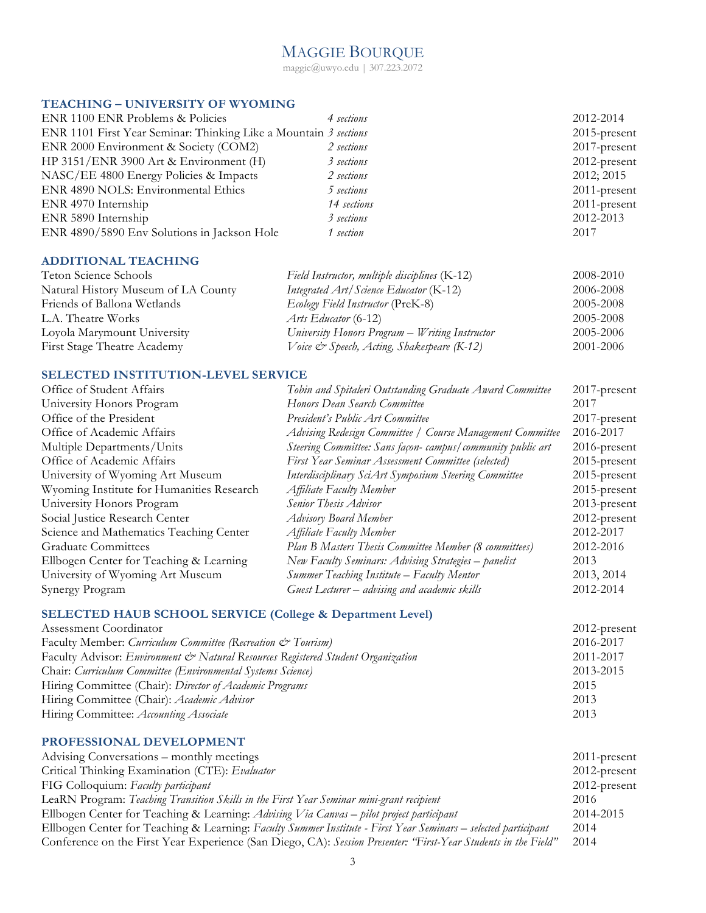# MAGGIE BOURQUE

maggie@uwyo.edu | 307.223.2072

## TEACHING – UNIVERSITY OF WYOMING

| Course | Sections | Years |
|---|---|---|
| ENR 1100 ENR Problems & Policies | *4 sections* | 2012-2014 |
| ENR 1101 First Year Seminar: Thinking Like a Mountain | *3 sections* | 2015-present |
| ENR 2000 Environment & Society (COM2) | *2 sections* | 2017-present |
| HP 3151/ENR 3900 Art & Environment (H) | *3 sections* | 2012-present |
| NASC/EE 4800 Energy Policies & Impacts | *2 sections* | 2012; 2015 |
| ENR 4890 NOLS: Environmental Ethics | *5 sections* | 2011-present |
| ENR 4970 Internship | *14 sections* | 2011-present |
| ENR 5890 Internship | *3 sections* | 2012-2013 |
| ENR 4890/5890 Env Solutions in Jackson Hole | *1 section* | 2017 |

## ADDITIONAL TEACHING

| Institution | Role | Years |
|---|---|---|
| Teton Science Schools | *Field Instructor, multiple disciplines* (K-12) | 2008-2010 |
| Natural History Museum of LA County | *Integrated Art/Science Educator* (K-12) | 2006-2008 |
| Friends of Ballona Wetlands | *Ecology Field Instructor* (PreK-8) | 2005-2008 |
| L.A. Theatre Works | *Arts Educator* (6-12) | 2005-2008 |
| Loyola Marymount University | *University Honors Program – Writing Instructor* | 2005-2006 |
| First Stage Theatre Academy | *Voice & Speech, Acting, Shakespeare (K-12)* | 2001-2006 |

## SELECTED INSTITUTION-LEVEL SERVICE

| Unit | Role | Years |
|---|---|---|
| Office of Student Affairs | *Tobin and Spitaleri Outstanding Graduate Award Committee* | 2017-present |
| University Honors Program | *Honors Dean Search Committee* | 2017 |
| Office of the President | *President's Public Art Committee* | 2017-present |
| Office of Academic Affairs | *Advising Redesign Committee / Course Management Committee* | 2016-2017 |
| Multiple Departments/Units | *Steering Committee: Sans façon- campus/community public art* | 2016-present |
| Office of Academic Affairs | *First Year Seminar Assessment Committee (selected)* | 2015-present |
| University of Wyoming Art Museum | *Interdisciplinary SciArt Symposium Steering Committee* | 2015-present |
| Wyoming Institute for Humanities Research | *Affiliate Faculty Member* | 2015-present |
| University Honors Program | *Senior Thesis Advisor* | 2013-present |
| Social Justice Research Center | *Advisory Board Member* | 2012-present |
| Science and Mathematics Teaching Center | *Affiliate Faculty Member* | 2012-2017 |
| Graduate Committees | *Plan B Masters Thesis Committee Member (8 committees)* | 2012-2016 |
| Ellbogen Center for Teaching & Learning | *New Faculty Seminars: Advising Strategies – panelist* | 2013 |
| University of Wyoming Art Museum | *Summer Teaching Institute – Faculty Mentor* | 2013, 2014 |
| Synergy Program | *Guest Lecturer – advising and academic skills* | 2012-2014 |

## SELECTED HAUB SCHOOL SERVICE (College & Department Level)

| Role | Years |
|---|---|
| Assessment Coordinator | 2012-present |
| Faculty Member: *Curriculum Committee (Recreation & Tourism)* | 2016-2017 |
| Faculty Advisor: *Environment & Natural Resources Registered Student Organization* | 2011-2017 |
| Chair: *Curriculum Committee (Environmental Systems Science)* | 2013-2015 |
| Hiring Committee (Chair): *Director of Academic Programs* | 2015 |
| Hiring Committee (Chair): *Academic Advisor* | 2013 |
| Hiring Committee: *Accounting Associate* | 2013 |

## PROFESSIONAL DEVELOPMENT

| Activity | Years |
|---|---|
| Advising Conversations – monthly meetings | 2011-present |
| Critical Thinking Examination (CTE): *Evaluator* | 2012-present |
| FIG Colloquium: *Faculty participant* | 2012-present |
| LeaRN Program: *Teaching Transition Skills in the First Year Seminar mini-grant recipient* | 2016 |
| Ellbogen Center for Teaching & Learning: *Advising Via Canvas – pilot project participant* | 2014-2015 |
| Ellbogen Center for Teaching & Learning: *Faculty Summer Institute - First Year Seminars – selected participant* | 2014 |
| Conference on the First Year Experience (San Diego, CA): *Session Presenter: "First-Year Students in the Field"* | 2014 |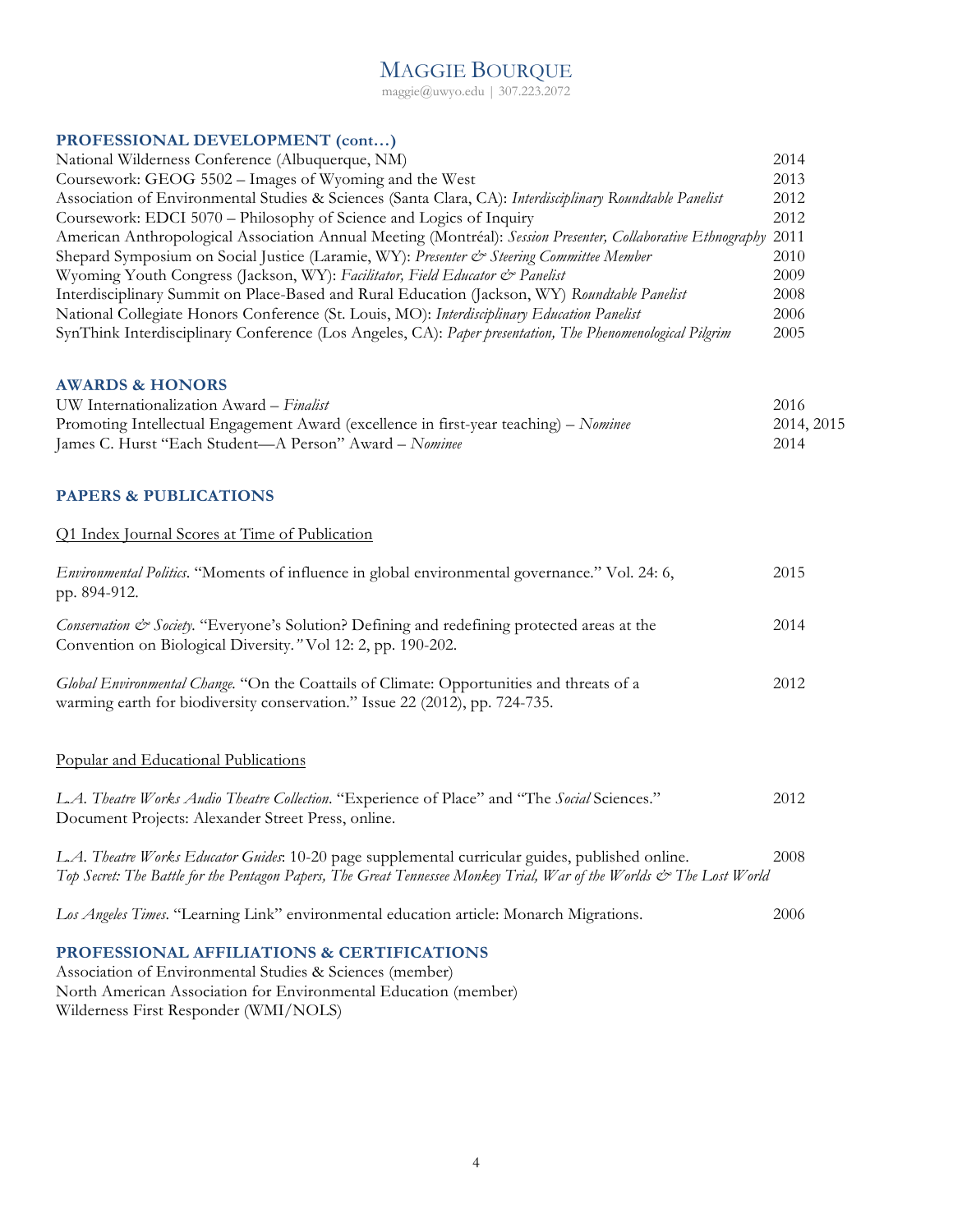# MAGGIE BOURQUE

maggie@uwyo.edu | 307.223.2072

## PROFESSIONAL DEVELOPMENT (cont…)

| | |
|---|---|
| National Wilderness Conference (Albuquerque, NM) | 2014 |
| Coursework: GEOG 5502 – Images of Wyoming and the West | 2013 |
| Association of Environmental Studies & Sciences (Santa Clara, CA): *Interdisciplinary Roundtable Panelist* | 2012 |
| Coursework: EDCI 5070 – Philosophy of Science and Logics of Inquiry | 2012 |
| American Anthropological Association Annual Meeting (Montréal): *Session Presenter, Collaborative Ethnography* | 2011 |
| Shepard Symposium on Social Justice (Laramie, WY): *Presenter & Steering Committee Member* | 2010 |
| Wyoming Youth Congress (Jackson, WY): *Facilitator, Field Educator & Panelist* | 2009 |
| Interdisciplinary Summit on Place-Based and Rural Education (Jackson, WY) *Roundtable Panelist* | 2008 |
| National Collegiate Honors Conference (St. Louis, MO): *Interdisciplinary Education Panelist* | 2006 |
| SynThink Interdisciplinary Conference (Los Angeles, CA): *Paper presentation, The Phenomenological Pilgrim* | 2005 |

## AWARDS & HONORS

| | |
|---|---|
| UW Internationalization Award – *Finalist* | 2016 |
| Promoting Intellectual Engagement Award (excellence in first-year teaching) – *Nominee* | 2014, 2015 |
| James C. Hurst "Each Student—A Person" Award – *Nominee* | 2014 |

## PAPERS & PUBLICATIONS

<u>Q1 Index Journal Scores at Time of Publication</u>

*Environmental Politics*. "Moments of influence in global environmental governance." Vol. 24: 6, pp. 894-912. — 2015

*Conservation & Society*. "Everyone's Solution? Defining and redefining protected areas at the Convention on Biological Diversity." Vol 12: 2, pp. 190-202. — 2014

*Global Environmental Change*. "On the Coattails of Climate: Opportunities and threats of a warming earth for biodiversity conservation." Issue 22 (2012), pp. 724-735. — 2012

<u>Popular and Educational Publications</u>

*L.A. Theatre Works Audio Theatre Collection*. "Experience of Place" and "The *Social* Sciences." Document Projects: Alexander Street Press, online. — 2012

*L.A. Theatre Works Educator Guides*: 10-20 page supplemental curricular guides, published online. *Top Secret: The Battle for the Pentagon Papers, The Great Tennessee Monkey Trial, War of the Worlds & The Lost World* — 2008

*Los Angeles Times*. "Learning Link" environmental education article: Monarch Migrations. — 2006

## PROFESSIONAL AFFILIATIONS & CERTIFICATIONS

Association of Environmental Studies & Sciences (member)
North American Association for Environmental Education (member)
Wilderness First Responder (WMI/NOLS)